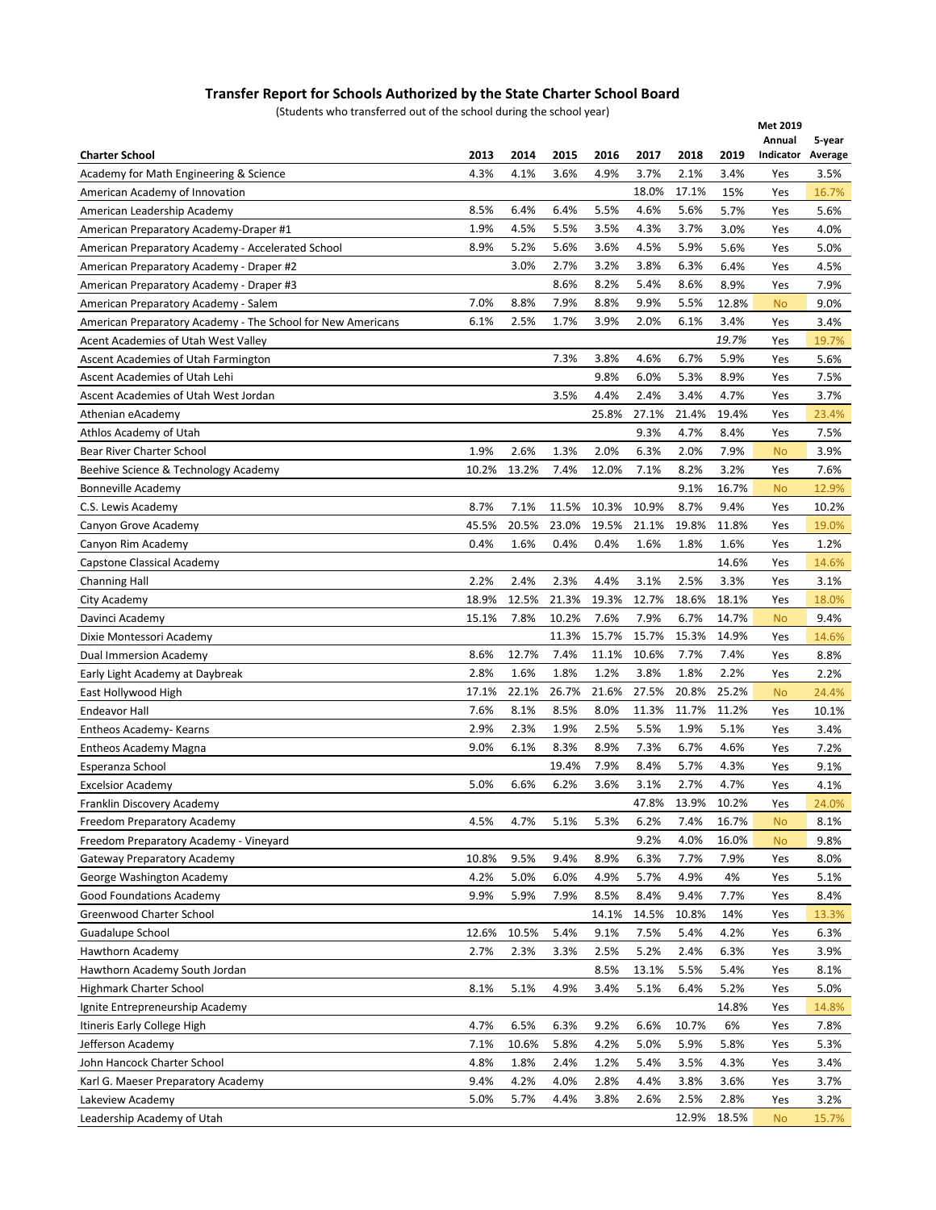## Transfer Report for Schools Authorized by the State Charter School Board

(Students who transferred out of the school during the school year)

| Charter School | 2013 | 2014 | 2015 | 2016 | 2017 | 2018 | 2019 | Met 2019 Annual Indicator | 5-year Average |
|---|---|---|---|---|---|---|---|---|---|
| Academy for Math Engineering & Science | 4.3% | 4.1% | 3.6% | 4.9% | 3.7% | 2.1% | 3.4% | Yes | 3.5% |
| American Academy of Innovation | | | | | 18.0% | 17.1% | 15% | Yes | 16.7% |
| American Leadership Academy | 8.5% | 6.4% | 6.4% | 5.5% | 4.6% | 5.6% | 5.7% | Yes | 5.6% |
| American Preparatory Academy-Draper #1 | 1.9% | 4.5% | 5.5% | 3.5% | 4.3% | 3.7% | 3.0% | Yes | 4.0% |
| American Preparatory Academy - Accelerated School | 8.9% | 5.2% | 5.6% | 3.6% | 4.5% | 5.9% | 5.6% | Yes | 5.0% |
| American Preparatory Academy - Draper #2 | | 3.0% | 2.7% | 3.2% | 3.8% | 6.3% | 6.4% | Yes | 4.5% |
| American Preparatory Academy - Draper #3 | | | 8.6% | 8.2% | 5.4% | 8.6% | 8.9% | Yes | 7.9% |
| American Preparatory Academy - Salem | 7.0% | 8.8% | 7.9% | 8.8% | 9.9% | 5.5% | 12.8% | No | 9.0% |
| American Preparatory Academy - The School for New Americans | 6.1% | 2.5% | 1.7% | 3.9% | 2.0% | 6.1% | 3.4% | Yes | 3.4% |
| Acent Academies of Utah West Valley | | | | | | | *19.7%* | Yes | 19.7% |
| Ascent Academies of Utah Farmington | | | 7.3% | 3.8% | 4.6% | 6.7% | 5.9% | Yes | 5.6% |
| Ascent Academies of Utah Lehi | | | | 9.8% | 6.0% | 5.3% | 8.9% | Yes | 7.5% |
| Ascent Academies of Utah West Jordan | | | 3.5% | 4.4% | 2.4% | 3.4% | 4.7% | Yes | 3.7% |
| Athenian eAcademy | | | | 25.8% | 27.1% | 21.4% | 19.4% | Yes | 23.4% |
| Athlos Academy of Utah | | | | | 9.3% | 4.7% | 8.4% | Yes | 7.5% |
| Bear River Charter School | 1.9% | 2.6% | 1.3% | 2.0% | 6.3% | 2.0% | 7.9% | No | 3.9% |
| Beehive Science & Technology Academy | 10.2% | 13.2% | 7.4% | 12.0% | 7.1% | 8.2% | 3.2% | Yes | 7.6% |
| Bonneville Academy | | | | | | 9.1% | 16.7% | No | 12.9% |
| C.S. Lewis Academy | 8.7% | 7.1% | 11.5% | 10.3% | 10.9% | 8.7% | 9.4% | Yes | 10.2% |
| Canyon Grove Academy | 45.5% | 20.5% | 23.0% | 19.5% | 21.1% | 19.8% | 11.8% | Yes | 19.0% |
| Canyon Rim Academy | 0.4% | 1.6% | 0.4% | 0.4% | 1.6% | 1.8% | 1.6% | Yes | 1.2% |
| Capstone Classical Academy | | | | | | | 14.6% | Yes | 14.6% |
| Channing Hall | 2.2% | 2.4% | 2.3% | 4.4% | 3.1% | 2.5% | 3.3% | Yes | 3.1% |
| City Academy | 18.9% | 12.5% | 21.3% | 19.3% | 12.7% | 18.6% | 18.1% | Yes | 18.0% |
| Davinci Academy | 15.1% | 7.8% | 10.2% | 7.6% | 7.9% | 6.7% | 14.7% | No | 9.4% |
| Dixie Montessori Academy | | | 11.3% | 15.7% | 15.7% | 15.3% | 14.9% | Yes | 14.6% |
| Dual Immersion Academy | 8.6% | 12.7% | 7.4% | 11.1% | 10.6% | 7.7% | 7.4% | Yes | 8.8% |
| Early Light Academy at Daybreak | 2.8% | 1.6% | 1.8% | 1.2% | 3.8% | 1.8% | 2.2% | Yes | 2.2% |
| East Hollywood High | 17.1% | 22.1% | 26.7% | 21.6% | 27.5% | 20.8% | 25.2% | No | 24.4% |
| Endeavor Hall | 7.6% | 8.1% | 8.5% | 8.0% | 11.3% | 11.7% | 11.2% | Yes | 10.1% |
| Entheos Academy- Kearns | 2.9% | 2.3% | 1.9% | 2.5% | 5.5% | 1.9% | 5.1% | Yes | 3.4% |
| Entheos Academy Magna | 9.0% | 6.1% | 8.3% | 8.9% | 7.3% | 6.7% | 4.6% | Yes | 7.2% |
| Esperanza School | | | 19.4% | 7.9% | 8.4% | 5.7% | 4.3% | Yes | 9.1% |
| Excelsior Academy | 5.0% | 6.6% | 6.2% | 3.6% | 3.1% | 2.7% | 4.7% | Yes | 4.1% |
| Franklin Discovery Academy | | | | | 47.8% | 13.9% | 10.2% | Yes | 24.0% |
| Freedom Preparatory Academy | 4.5% | 4.7% | 5.1% | 5.3% | 6.2% | 7.4% | 16.7% | No | 8.1% |
| Freedom Preparatory Academy - Vineyard | | | | | 9.2% | 4.0% | 16.0% | No | 9.8% |
| Gateway Preparatory Academy | 10.8% | 9.5% | 9.4% | 8.9% | 6.3% | 7.7% | 7.9% | Yes | 8.0% |
| George Washington Academy | 4.2% | 5.0% | 6.0% | 4.9% | 5.7% | 4.9% | 4% | Yes | 5.1% |
| Good Foundations Academy | 9.9% | 5.9% | 7.9% | 8.5% | 8.4% | 9.4% | 7.7% | Yes | 8.4% |
| Greenwood Charter School | | | | 14.1% | 14.5% | 10.8% | 14% | Yes | 13.3% |
| Guadalupe School | 12.6% | 10.5% | 5.4% | 9.1% | 7.5% | 5.4% | 4.2% | Yes | 6.3% |
| Hawthorn Academy | 2.7% | 2.3% | 3.3% | 2.5% | 5.2% | 2.4% | 6.3% | Yes | 3.9% |
| Hawthorn Academy South Jordan | | | | 8.5% | 13.1% | 5.5% | 5.4% | Yes | 8.1% |
| Highmark Charter School | 8.1% | 5.1% | 4.9% | 3.4% | 5.1% | 6.4% | 5.2% | Yes | 5.0% |
| Ignite Entrepreneurship Academy | | | | | | | 14.8% | Yes | 14.8% |
| Itineris Early College High | 4.7% | 6.5% | 6.3% | 9.2% | 6.6% | 10.7% | 6% | Yes | 7.8% |
| Jefferson Academy | 7.1% | 10.6% | 5.8% | 4.2% | 5.0% | 5.9% | 5.8% | Yes | 5.3% |
| John Hancock Charter School | 4.8% | 1.8% | 2.4% | 1.2% | 5.4% | 3.5% | 4.3% | Yes | 3.4% |
| Karl G. Maeser Preparatory Academy | 9.4% | 4.2% | 4.0% | 2.8% | 4.4% | 3.8% | 3.6% | Yes | 3.7% |
| Lakeview Academy | 5.0% | 5.7% | 4.4% | 3.8% | 2.6% | 2.5% | 2.8% | Yes | 3.2% |
| Leadership Academy of Utah | | | | | | 12.9% | 18.5% | No | 15.7% |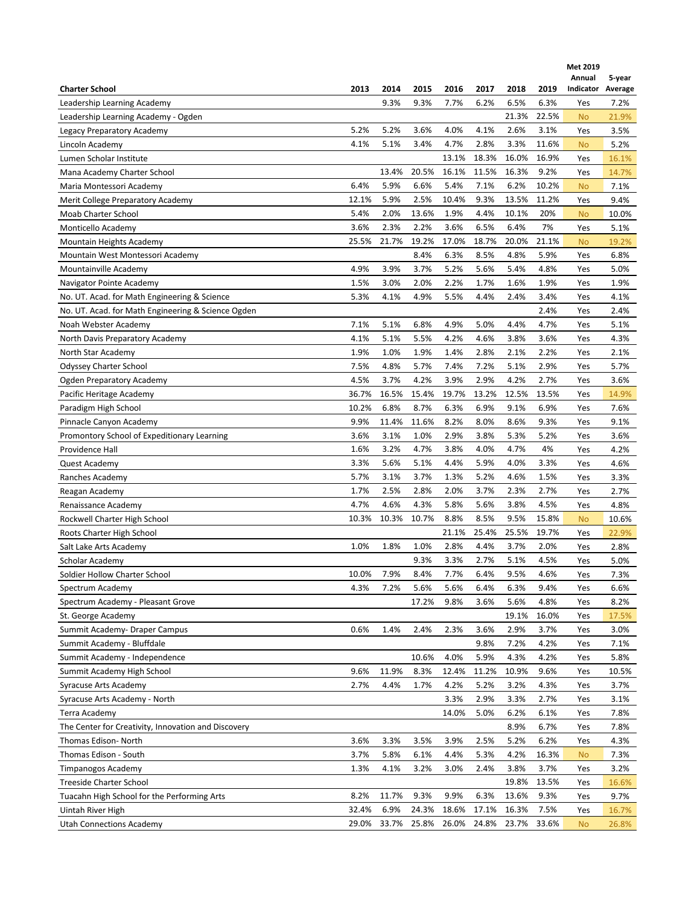| Charter School | 2013 | 2014 | 2015 | 2016 | 2017 | 2018 | 2019 | Met 2019 Annual Indicator | 5-year Average |
|---|---|---|---|---|---|---|---|---|---|
| Leadership Learning Academy | | 9.3% | 9.3% | 7.7% | 6.2% | 6.5% | 6.3% | Yes | 7.2% |
| Leadership Learning Academy - Ogden | | | | | | 21.3% | 22.5% | No | 21.9% |
| Legacy Preparatory Academy | 5.2% | 5.2% | 3.6% | 4.0% | 4.1% | 2.6% | 3.1% | Yes | 3.5% |
| Lincoln Academy | 4.1% | 5.1% | 3.4% | 4.7% | 2.8% | 3.3% | 11.6% | No | 5.2% |
| Lumen Scholar Institute | | | | 13.1% | 18.3% | 16.0% | 16.9% | Yes | 16.1% |
| Mana Academy Charter School | | 13.4% | 20.5% | 16.1% | 11.5% | 16.3% | 9.2% | Yes | 14.7% |
| Maria Montessori Academy | 6.4% | 5.9% | 6.6% | 5.4% | 7.1% | 6.2% | 10.2% | No | 7.1% |
| Merit College Preparatory Academy | 12.1% | 5.9% | 2.5% | 10.4% | 9.3% | 13.5% | 11.2% | Yes | 9.4% |
| Moab Charter School | 5.4% | 2.0% | 13.6% | 1.9% | 4.4% | 10.1% | 20% | No | 10.0% |
| Monticello Academy | 3.6% | 2.3% | 2.2% | 3.6% | 6.5% | 6.4% | 7% | Yes | 5.1% |
| Mountain Heights Academy | 25.5% | 21.7% | 19.2% | 17.0% | 18.7% | 20.0% | 21.1% | No | 19.2% |
| Mountain West Montessori Academy | | | 8.4% | 6.3% | 8.5% | 4.8% | 5.9% | Yes | 6.8% |
| Mountainville Academy | 4.9% | 3.9% | 3.7% | 5.2% | 5.6% | 5.4% | 4.8% | Yes | 5.0% |
| Navigator Pointe Academy | 1.5% | 3.0% | 2.0% | 2.2% | 1.7% | 1.6% | 1.9% | Yes | 1.9% |
| No. UT. Acad. for Math Engineering & Science | 5.3% | 4.1% | 4.9% | 5.5% | 4.4% | 2.4% | 3.4% | Yes | 4.1% |
| No. UT. Acad. for Math Engineering & Science Ogden | | | | | | | 2.4% | Yes | 2.4% |
| Noah Webster Academy | 7.1% | 5.1% | 6.8% | 4.9% | 5.0% | 4.4% | 4.7% | Yes | 5.1% |
| North Davis Preparatory Academy | 4.1% | 5.1% | 5.5% | 4.2% | 4.6% | 3.8% | 3.6% | Yes | 4.3% |
| North Star Academy | 1.9% | 1.0% | 1.9% | 1.4% | 2.8% | 2.1% | 2.2% | Yes | 2.1% |
| Odyssey Charter School | 7.5% | 4.8% | 5.7% | 7.4% | 7.2% | 5.1% | 2.9% | Yes | 5.7% |
| Ogden Preparatory Academy | 4.5% | 3.7% | 4.2% | 3.9% | 2.9% | 4.2% | 2.7% | Yes | 3.6% |
| Pacific Heritage Academy | 36.7% | 16.5% | 15.4% | 19.7% | 13.2% | 12.5% | 13.5% | Yes | 14.9% |
| Paradigm High School | 10.2% | 6.8% | 8.7% | 6.3% | 6.9% | 9.1% | 6.9% | Yes | 7.6% |
| Pinnacle Canyon Academy | 9.9% | 11.4% | 11.6% | 8.2% | 8.0% | 8.6% | 9.3% | Yes | 9.1% |
| Promontory School of Expeditionary Learning | 3.6% | 3.1% | 1.0% | 2.9% | 3.8% | 5.3% | 5.2% | Yes | 3.6% |
| Providence Hall | 1.6% | 3.2% | 4.7% | 3.8% | 4.0% | 4.7% | 4% | Yes | 4.2% |
| Quest Academy | 3.3% | 5.6% | 5.1% | 4.4% | 5.9% | 4.0% | 3.3% | Yes | 4.6% |
| Ranches Academy | 5.7% | 3.1% | 3.7% | 1.3% | 5.2% | 4.6% | 1.5% | Yes | 3.3% |
| Reagan Academy | 1.7% | 2.5% | 2.8% | 2.0% | 3.7% | 2.3% | 2.7% | Yes | 2.7% |
| Renaissance Academy | 4.7% | 4.6% | 4.3% | 5.8% | 5.6% | 3.8% | 4.5% | Yes | 4.8% |
| Rockwell Charter High School | 10.3% | 10.3% | 10.7% | 8.8% | 8.5% | 9.5% | 15.8% | No | 10.6% |
| Roots Charter High School | | | | 21.1% | 25.4% | 25.5% | 19.7% | Yes | 22.9% |
| Salt Lake Arts Academy | 1.0% | 1.8% | 1.0% | 2.8% | 4.4% | 3.7% | 2.0% | Yes | 2.8% |
| Scholar Academy | | | 9.3% | 3.3% | 2.7% | 5.1% | 4.5% | Yes | 5.0% |
| Soldier Hollow Charter School | 10.0% | 7.9% | 8.4% | 7.7% | 6.4% | 9.5% | 4.6% | Yes | 7.3% |
| Spectrum Academy | 4.3% | 7.2% | 5.6% | 5.6% | 6.4% | 6.3% | 9.4% | Yes | 6.6% |
| Spectrum Academy - Pleasant Grove | | | 17.2% | 9.8% | 3.6% | 5.6% | 4.8% | Yes | 8.2% |
| St. George Academy | | | | | | 19.1% | 16.0% | Yes | 17.5% |
| Summit Academy- Draper Campus | 0.6% | 1.4% | 2.4% | 2.3% | 3.6% | 2.9% | 3.7% | Yes | 3.0% |
| Summit Academy - Bluffdale | | | | | 9.8% | 7.2% | 4.2% | Yes | 7.1% |
| Summit Academy - Independence | | | 10.6% | 4.0% | 5.9% | 4.3% | 4.2% | Yes | 5.8% |
| Summit Academy High School | 9.6% | 11.9% | 8.3% | 12.4% | 11.2% | 10.9% | 9.6% | Yes | 10.5% |
| Syracuse Arts Academy | 2.7% | 4.4% | 1.7% | 4.2% | 5.2% | 3.2% | 4.3% | Yes | 3.7% |
| Syracuse Arts Academy - North | | | | 3.3% | 2.9% | 3.3% | 2.7% | Yes | 3.1% |
| Terra Academy | | | | 14.0% | 5.0% | 6.2% | 6.1% | Yes | 7.8% |
| The Center for Creativity, Innovation and Discovery | | | | | | 8.9% | 6.7% | Yes | 7.8% |
| Thomas Edison- North | 3.6% | 3.3% | 3.5% | 3.9% | 2.5% | 5.2% | 6.2% | Yes | 4.3% |
| Thomas Edison - South | 3.7% | 5.8% | 6.1% | 4.4% | 5.3% | 4.2% | 16.3% | No | 7.3% |
| Timpanogos Academy | 1.3% | 4.1% | 3.2% | 3.0% | 2.4% | 3.8% | 3.7% | Yes | 3.2% |
| Treeside Charter School | | | | | | 19.8% | 13.5% | Yes | 16.6% |
| Tuacahn High School for the Performing Arts | 8.2% | 11.7% | 9.3% | 9.9% | 6.3% | 13.6% | 9.3% | Yes | 9.7% |
| Uintah River High | 32.4% | 6.9% | 24.3% | 18.6% | 17.1% | 16.3% | 7.5% | Yes | 16.7% |
| Utah Connections Academy | 29.0% | 33.7% | 25.8% | 26.0% | 24.8% | 23.7% | 33.6% | No | 26.8% |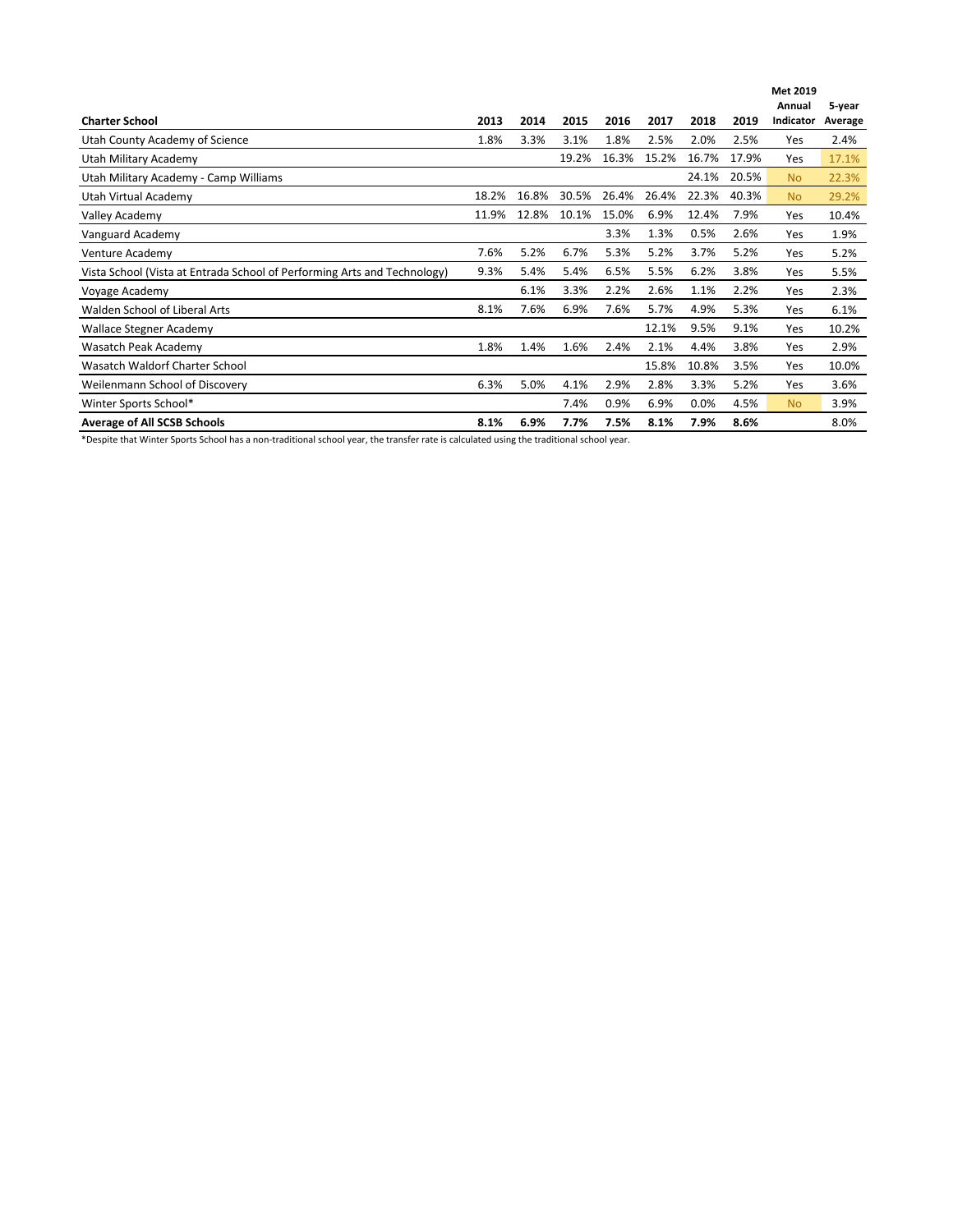| Charter School | 2013 | 2014 | 2015 | 2016 | 2017 | 2018 | 2019 | Met 2019 Annual Indicator | 5-year Average |
|---|---|---|---|---|---|---|---|---|---|
| Utah County Academy of Science | 1.8% | 3.3% | 3.1% | 1.8% | 2.5% | 2.0% | 2.5% | Yes | 2.4% |
| Utah Military Academy | | | 19.2% | 16.3% | 15.2% | 16.7% | 17.9% | Yes | 17.1% |
| Utah Military Academy - Camp Williams | | | | | | 24.1% | 20.5% | No | 22.3% |
| Utah Virtual Academy | 18.2% | 16.8% | 30.5% | 26.4% | 26.4% | 22.3% | 40.3% | No | 29.2% |
| Valley Academy | 11.9% | 12.8% | 10.1% | 15.0% | 6.9% | 12.4% | 7.9% | Yes | 10.4% |
| Vanguard Academy | | | | 3.3% | 1.3% | 0.5% | 2.6% | Yes | 1.9% |
| Venture Academy | 7.6% | 5.2% | 6.7% | 5.3% | 5.2% | 3.7% | 5.2% | Yes | 5.2% |
| Vista School (Vista at Entrada School of Performing Arts and Technology) | 9.3% | 5.4% | 5.4% | 6.5% | 5.5% | 6.2% | 3.8% | Yes | 5.5% |
| Voyage Academy | | 6.1% | 3.3% | 2.2% | 2.6% | 1.1% | 2.2% | Yes | 2.3% |
| Walden School of Liberal Arts | 8.1% | 7.6% | 6.9% | 7.6% | 5.7% | 4.9% | 5.3% | Yes | 6.1% |
| Wallace Stegner Academy | | | | | 12.1% | 9.5% | 9.1% | Yes | 10.2% |
| Wasatch Peak Academy | 1.8% | 1.4% | 1.6% | 2.4% | 2.1% | 4.4% | 3.8% | Yes | 2.9% |
| Wasatch Waldorf Charter School | | | | | 15.8% | 10.8% | 3.5% | Yes | 10.0% |
| Weilenmann School of Discovery | 6.3% | 5.0% | 4.1% | 2.9% | 2.8% | 3.3% | 5.2% | Yes | 3.6% |
| Winter Sports School* | | | 7.4% | 0.9% | 6.9% | 0.0% | 4.5% | No | 3.9% |
| **Average of All SCSB Schools** | **8.1%** | **6.9%** | **7.7%** | **7.5%** | **8.1%** | **7.9%** | **8.6%** | | 8.0% |

*Despite that Winter Sports School has a non-traditional school year, the transfer rate is calculated using the traditional school year.